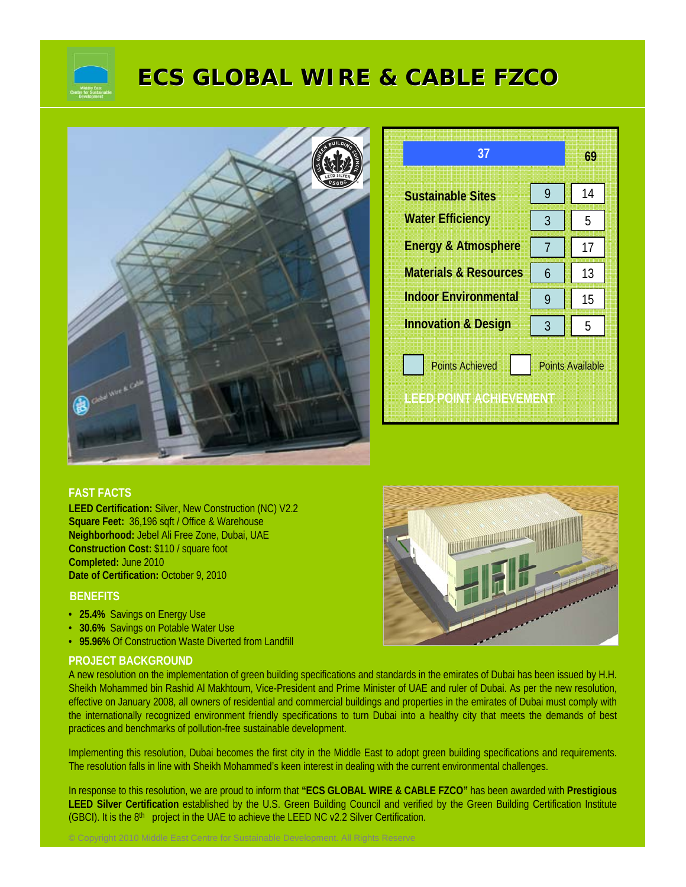# ECS GLOBAL WIRE & CABLE FZCO

| LEED POINT ACHIEVEMENT | Points Achieved | Points Available |
|---|---|---|
| | 37 | 69 |
| Sustainable Sites | 9 | 14 |
| Water Efficiency | 3 | 5 |
| Energy & Atmosphere | 7 | 17 |
| Materials & Resources | 6 | 13 |
| Indoor Environmental | 9 | 15 |
| Innovation & Design | 3 | 5 |

## FAST FACTS

**LEED Certification:** Silver, New Construction (NC) V2.2
**Square Feet:** 36,196 sqft / Office & Warehouse
**Neighborhood:** Jebel Ali Free Zone, Dubai, UAE
**Construction Cost:** $110 / square foot
**Completed:** June 2010
**Date of Certification:** October 9, 2010

## BENEFITS

- **25.4%** Savings on Energy Use
- **30.6%** Savings on Potable Water Use
- **95.96%** Of Construction Waste Diverted from Landfill

## PROJECT BACKGROUND

A new resolution on the implementation of green building specifications and standards in the emirates of Dubai has been issued by H.H. Sheikh Mohammed bin Rashid Al Makhtoum, Vice-President and Prime Minister of UAE and ruler of Dubai. As per the new resolution, effective on January 2008, all owners of residential and commercial buildings and properties in the emirates of Dubai must comply with the internationally recognized environment friendly specifications to turn Dubai into a healthy city that meets the demands of best practices and benchmarks of pollution-free sustainable development.

Implementing this resolution, Dubai becomes the first city in the Middle East to adopt green building specifications and requirements. The resolution falls in line with Sheikh Mohammed's keen interest in dealing with the current environmental challenges.

In response to this resolution, we are proud to inform that **"ECS GLOBAL WIRE & CABLE FZCO"** has been awarded with **Prestigious LEED Silver Certification** established by the U.S. Green Building Council and verified by the Green Building Certification Institute (GBCI). It is the 8th project in the UAE to achieve the LEED NC v2.2 Silver Certification.

© Copyright 2010 Middle East Centre for Sustainable Development. All Rights Reserve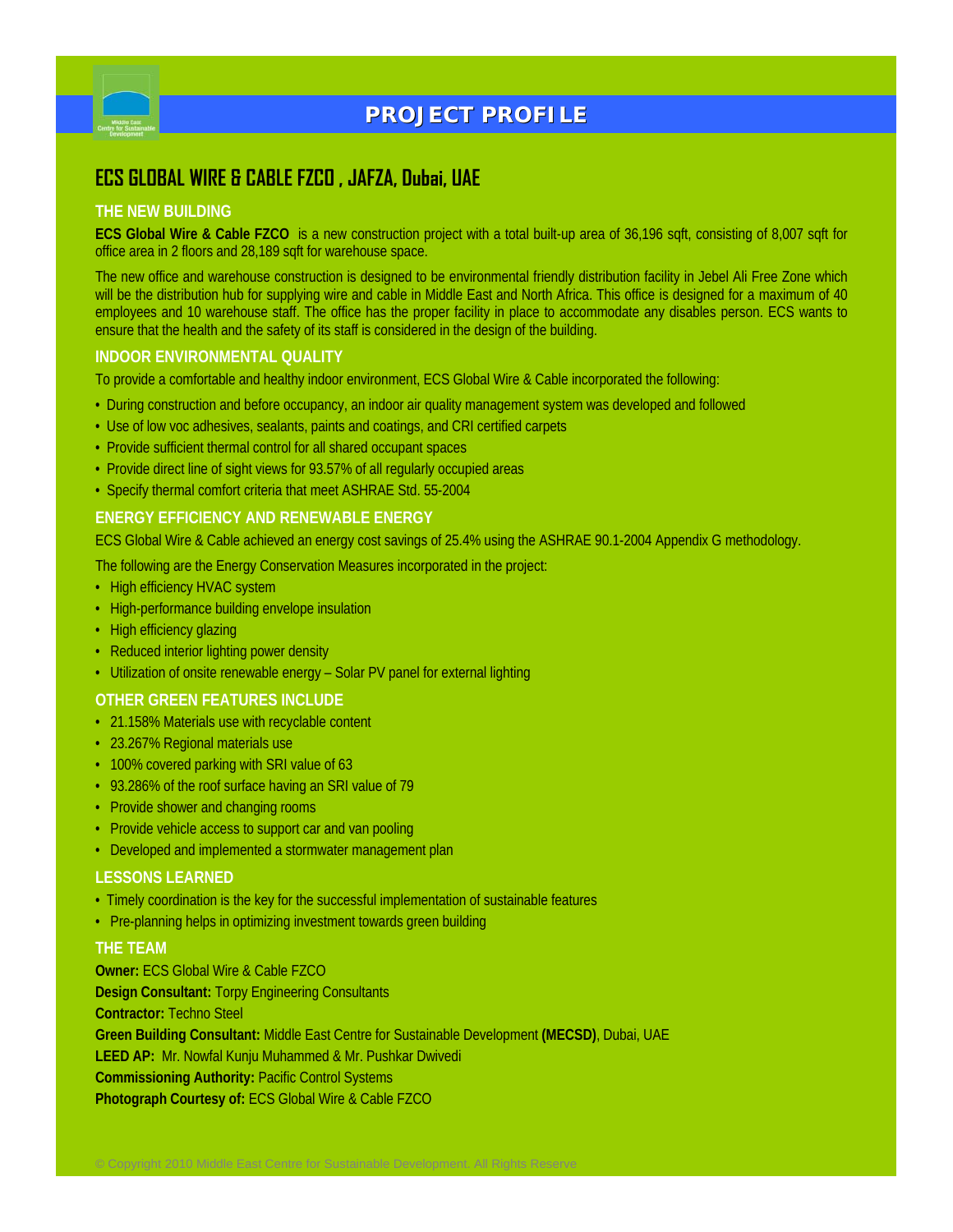# PROJECT PROFILE

## ECS GLOBAL WIRE & CABLE FZCO , JAFZA, Dubai, UAE

### THE NEW BUILDING

**ECS Global Wire & Cable FZCO** is a new construction project with a total built-up area of 36,196 sqft, consisting of 8,007 sqft for office area in 2 floors and 28,189 sqft for warehouse space.

The new office and warehouse construction is designed to be environmental friendly distribution facility in Jebel Ali Free Zone which will be the distribution hub for supplying wire and cable in Middle East and North Africa. This office is designed for a maximum of 40 employees and 10 warehouse staff. The office has the proper facility in place to accommodate any disables person. ECS wants to ensure that the health and the safety of its staff is considered in the design of the building.

### INDOOR ENVIRONMENTAL QUALITY

To provide a comfortable and healthy indoor environment, ECS Global Wire & Cable incorporated the following:

- During construction and before occupancy, an indoor air quality management system was developed and followed
- Use of low voc adhesives, sealants, paints and coatings, and CRI certified carpets
- Provide sufficient thermal control for all shared occupant spaces
- Provide direct line of sight views for 93.57% of all regularly occupied areas
- Specify thermal comfort criteria that meet ASHRAE Std. 55-2004

### ENERGY EFFICIENCY AND RENEWABLE ENERGY

ECS Global Wire & Cable achieved an energy cost savings of 25.4% using the ASHRAE 90.1-2004 Appendix G methodology.

The following are the Energy Conservation Measures incorporated in the project:

- High efficiency HVAC system
- High-performance building envelope insulation
- High efficiency glazing
- Reduced interior lighting power density
- Utilization of onsite renewable energy – Solar PV panel for external lighting

### OTHER GREEN FEATURES INCLUDE

- 21.158% Materials use with recyclable content
- 23.267% Regional materials use
- 100% covered parking with SRI value of 63
- 93.286% of the roof surface having an SRI value of 79
- Provide shower and changing rooms
- Provide vehicle access to support car and van pooling
- Developed and implemented a stormwater management plan

### LESSONS LEARNED

- Timely coordination is the key for the successful implementation of sustainable features
- Pre-planning helps in optimizing investment towards green building

### THE TEAM

**Owner:** ECS Global Wire & Cable FZCO
**Design Consultant:** Torpy Engineering Consultants
**Contractor:** Techno Steel
**Green Building Consultant:** Middle East Centre for Sustainable Development **(MECSD)**, Dubai, UAE
**LEED AP:** Mr. Nowfal Kunju Muhammed & Mr. Pushkar Dwivedi
**Commissioning Authority:** Pacific Control Systems
**Photograph Courtesy of:** ECS Global Wire & Cable FZCO

© Copyright 2010 Middle East Centre for Sustainable Development. All Rights Reserve